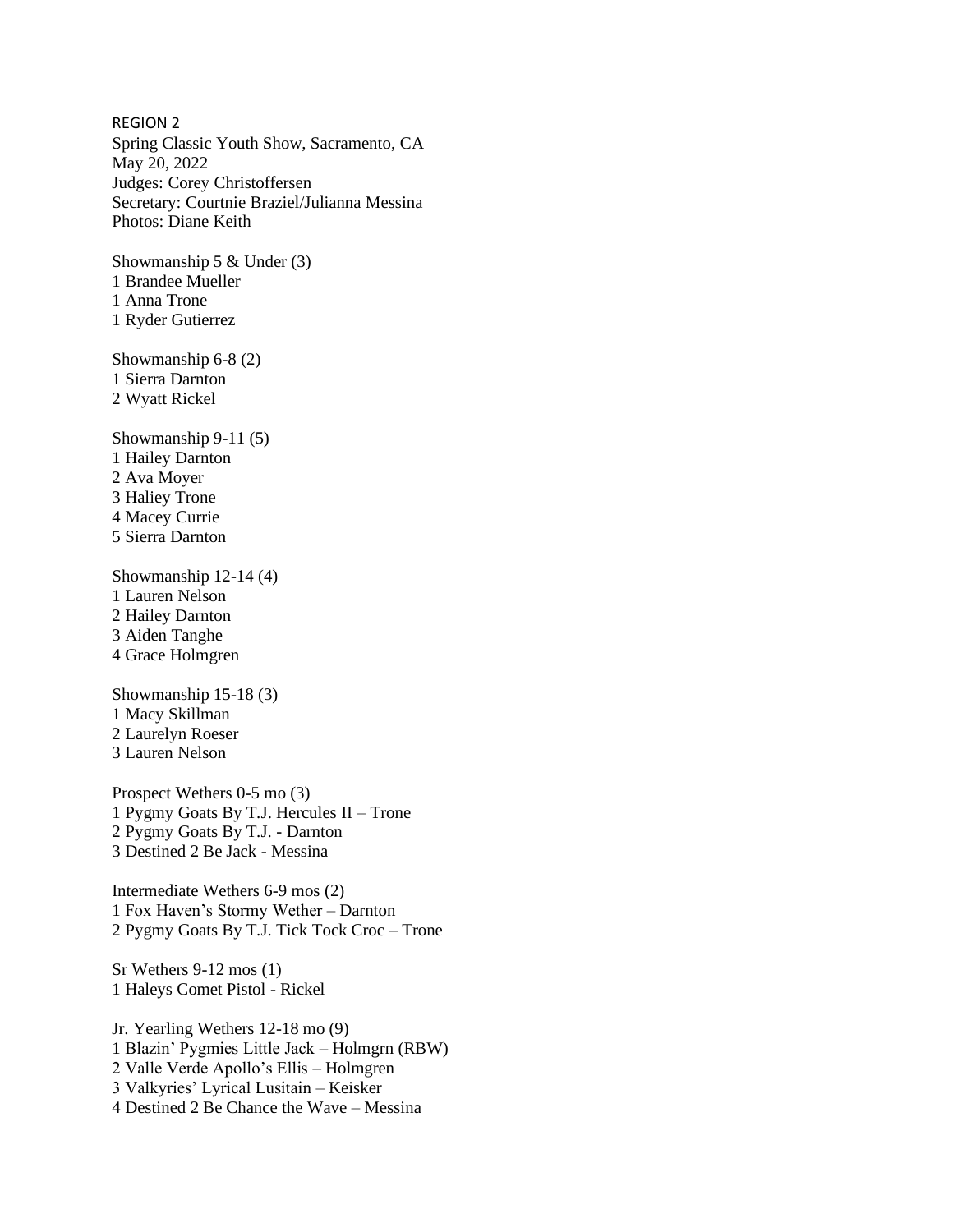REGION 2

Spring Classic Youth Show, Sacramento, CA
May 20, 2022
Judges: Corey Christoffersen
Secretary: Courtnie Braziel/Julianna Messina
Photos: Diane Keith

Showmanship 5 & Under (3)
1 Brandee Mueller
1 Anna Trone
1 Ryder Gutierrez

Showmanship 6-8 (2)
1 Sierra Darnton
2 Wyatt Rickel

Showmanship 9-11 (5)
1 Hailey Darnton
2 Ava Moyer
3 Haliey Trone
4 Macey Currie
5 Sierra Darnton

Showmanship 12-14 (4)
1 Lauren Nelson
2 Hailey Darnton
3 Aiden Tanghe
4 Grace Holmgren

Showmanship 15-18 (3)
1 Macy Skillman
2 Laurelyn Roeser
3 Lauren Nelson

Prospect Wethers 0-5 mo (3)
1 Pygmy Goats By T.J. Hercules II – Trone
2 Pygmy Goats By T.J. - Darnton
3 Destined 2 Be Jack - Messina

Intermediate Wethers 6-9 mos (2)
1 Fox Haven's Stormy Wether – Darnton
2 Pygmy Goats By T.J. Tick Tock Croc – Trone

Sr Wethers 9-12 mos (1)
1 Haleys Comet Pistol - Rickel

Jr. Yearling Wethers 12-18 mo (9)
1 Blazin' Pygmies Little Jack – Holmgrn (RBW)
2 Valle Verde Apollo's Ellis – Holmgren
3 Valkyries' Lyrical Lusitain – Keisker
4 Destined 2 Be Chance the Wave – Messina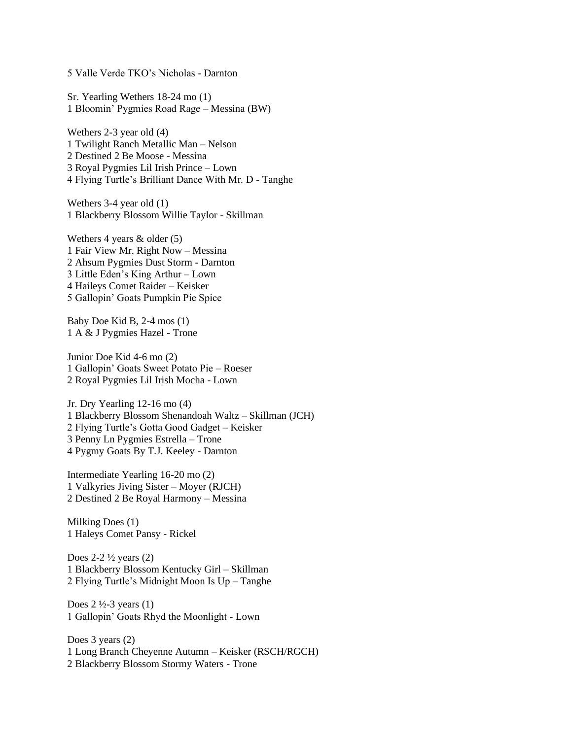5 Valle Verde TKO's Nicholas - Darnton

Sr. Yearling Wethers 18-24 mo (1)
1 Bloomin' Pygmies Road Rage – Messina (BW)

Wethers 2-3 year old (4)
1 Twilight Ranch Metallic Man – Nelson
2 Destined 2 Be Moose - Messina
3 Royal Pygmies Lil Irish Prince – Lown
4 Flying Turtle's Brilliant Dance With Mr. D - Tanghe

Wethers 3-4 year old (1)
1 Blackberry Blossom Willie Taylor - Skillman

Wethers 4 years & older (5)
1 Fair View Mr. Right Now – Messina
2 Ahsum Pygmies Dust Storm - Darnton
3 Little Eden's King Arthur – Lown
4 Haileys Comet Raider – Keisker
5 Gallopin' Goats Pumpkin Pie Spice

Baby Doe Kid B, 2-4 mos (1)
1 A & J Pygmies Hazel - Trone

Junior Doe Kid 4-6 mo (2)
1 Gallopin' Goats Sweet Potato Pie – Roeser
2 Royal Pygmies Lil Irish Mocha - Lown

Jr. Dry Yearling 12-16 mo (4)
1 Blackberry Blossom Shenandoah Waltz – Skillman (JCH)
2 Flying Turtle's Gotta Good Gadget – Keisker
3 Penny Ln Pygmies Estrella – Trone
4 Pygmy Goats By T.J. Keeley - Darnton

Intermediate Yearling 16-20 mo (2)
1 Valkyries Jiving Sister – Moyer (RJCH)
2 Destined 2 Be Royal Harmony – Messina

Milking Does (1)
1 Haleys Comet Pansy - Rickel

Does 2-2 ½ years (2)
1 Blackberry Blossom Kentucky Girl – Skillman
2 Flying Turtle's Midnight Moon Is Up – Tanghe

Does 2 ½-3 years (1)
1 Gallopin' Goats Rhyd the Moonlight - Lown

Does 3 years (2)
1 Long Branch Cheyenne Autumn – Keisker (RSCH/RGCH)
2 Blackberry Blossom Stormy Waters - Trone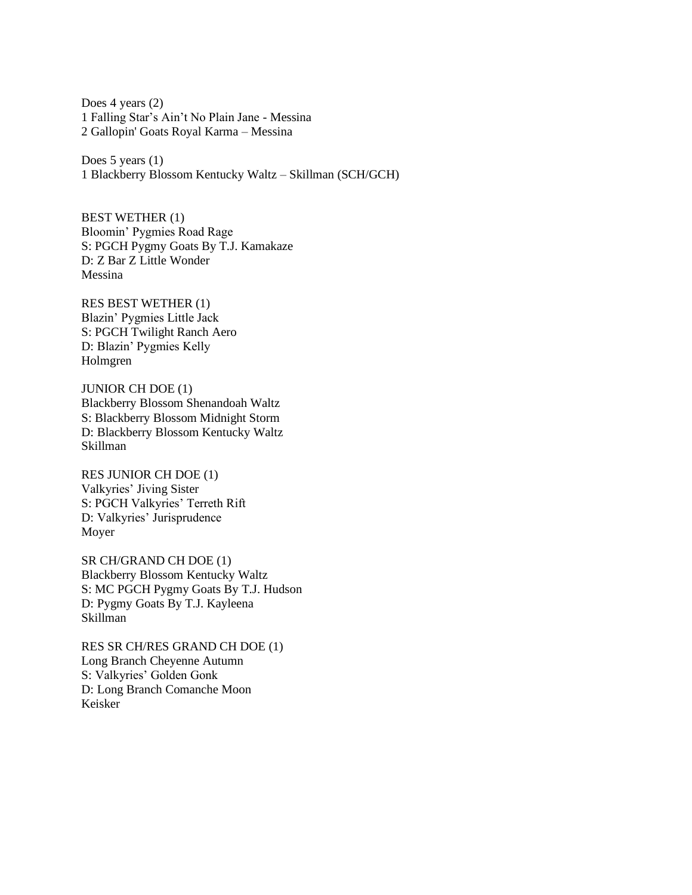Does 4 years (2)
1 Falling Star's Ain't No Plain Jane - Messina
2 Gallopin' Goats Royal Karma – Messina

Does 5 years (1)
1 Blackberry Blossom Kentucky Waltz – Skillman (SCH/GCH)

BEST WETHER (1)
Bloomin' Pygmies Road Rage
S: PGCH Pygmy Goats By T.J. Kamakaze
D: Z Bar Z Little Wonder
Messina

RES BEST WETHER (1)
Blazin' Pygmies Little Jack
S: PGCH Twilight Ranch Aero
D: Blazin' Pygmies Kelly
Holmgren

JUNIOR CH DOE (1)
Blackberry Blossom Shenandoah Waltz
S: Blackberry Blossom Midnight Storm
D: Blackberry Blossom Kentucky Waltz
Skillman

RES JUNIOR CH DOE (1)
Valkyries' Jiving Sister
S: PGCH Valkyries' Terreth Rift
D: Valkyries' Jurisprudence
Moyer

SR CH/GRAND CH DOE (1)
Blackberry Blossom Kentucky Waltz
S: MC PGCH Pygmy Goats By T.J. Hudson
D: Pygmy Goats By T.J. Kayleena
Skillman

RES SR CH/RES GRAND CH DOE (1)
Long Branch Cheyenne Autumn
S: Valkyries' Golden Gonk
D: Long Branch Comanche Moon
Keisker